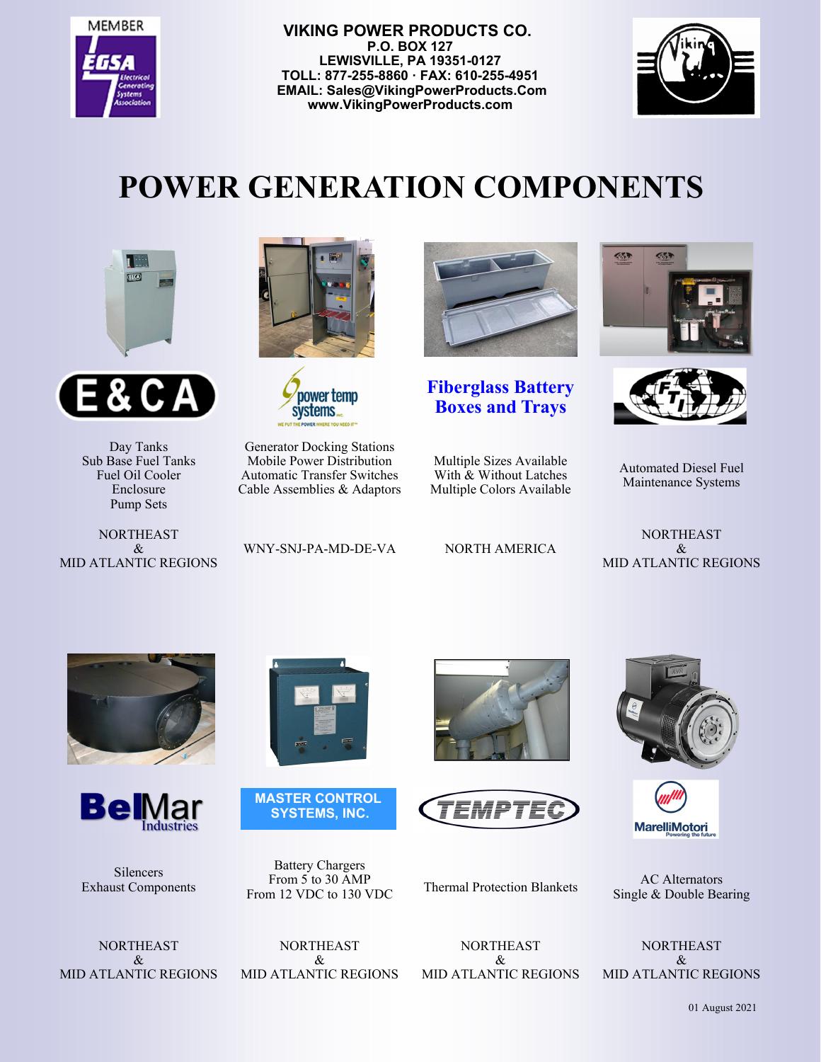MEMBER EGSA Electrical Generating Systems Association

**VIKING POWER PRODUCTS CO.**
**P.O. BOX 127**
**LEWISVILLE, PA 19351-0127**
**TOLL: 877-255-8860 · FAX: 610-255-4951**
**EMAIL: Sales@VikingPowerProducts.Com**
**www.VikingPowerProducts.com**

# POWER GENERATION COMPONENTS

**E&CA**

Day Tanks
Sub Base Fuel Tanks
Fuel Oil Cooler
Enclosure
Pump Sets

NORTHEAST
&
MID ATLANTIC REGIONS

**power temp systems inc.**

Generator Docking Stations
Mobile Power Distribution
Automatic Transfer Switches
Cable Assemblies & Adaptors

WNY-SNJ-PA-MD-DE-VA

**Fiberglass Battery Boxes and Trays**

Multiple Sizes Available
With & Without Latches
Multiple Colors Available

NORTH AMERICA

**FTI**

Automated Diesel Fuel
Maintenance Systems

NORTHEAST
&
MID ATLANTIC REGIONS

**BelMar Industries**

Silencers
Exhaust Components

NORTHEAST
&
MID ATLANTIC REGIONS

**MASTER CONTROL SYSTEMS, INC.**

Battery Chargers
From 5 to 30 AMP
From 12 VDC to 130 VDC

NORTHEAST
&
MID ATLANTIC REGIONS

**TEMPTEC**

Thermal Protection Blankets

NORTHEAST
&
MID ATLANTIC REGIONS

**MarelliMotori** Powering the future

AC Alternators
Single & Double Bearing

NORTHEAST
&
MID ATLANTIC REGIONS

01 August 2021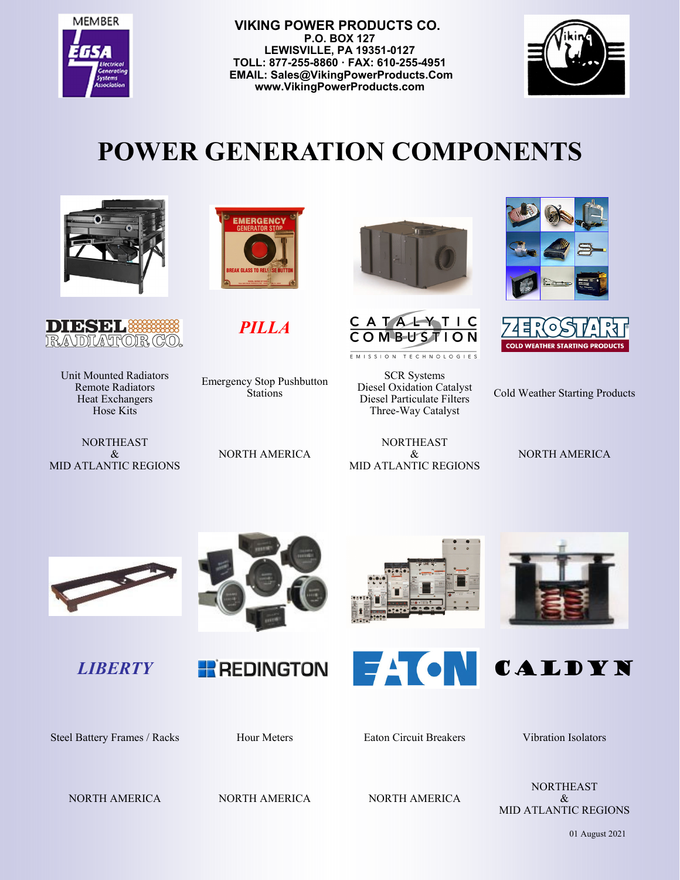MEMBER

EGSA Electrical Generating Systems Association

**VIKING POWER PRODUCTS CO.**
**P.O. BOX 127**
**LEWISVILLE, PA 19351-0127**
**TOLL: 877-255-8860 · FAX: 610-255-4951**
**EMAIL: Sales@VikingPowerProducts.Com**
**www.VikingPowerProducts.com**

# POWER GENERATION COMPONENTS

| | | | |
|---|---|---|---|
| DIESEL RADIATOR CO. | *PILLA* | CATALYTIC COMBUSTION EMISSION TECHNOLOGIES | ZEROSTART COLD WEATHER STARTING PRODUCTS |
| Unit Mounted Radiators<br>Remote Radiators<br>Heat Exchangers<br>Hose Kits | Emergency Stop Pushbutton Stations | SCR Systems<br>Diesel Oxidation Catalyst<br>Diesel Particulate Filters<br>Three-Way Catalyst | Cold Weather Starting Products |
| NORTHEAST & MID ATLANTIC REGIONS | NORTH AMERICA | NORTHEAST & MID ATLANTIC REGIONS | NORTH AMERICA |

| | | | |
|---|---|---|---|
| *LIBERTY* | REDINGTON | EATON | CALDYN |
| Steel Battery Frames / Racks | Hour Meters | Eaton Circuit Breakers | Vibration Isolators |
| NORTH AMERICA | NORTH AMERICA | NORTH AMERICA | NORTHEAST & MID ATLANTIC REGIONS |

01 August 2021